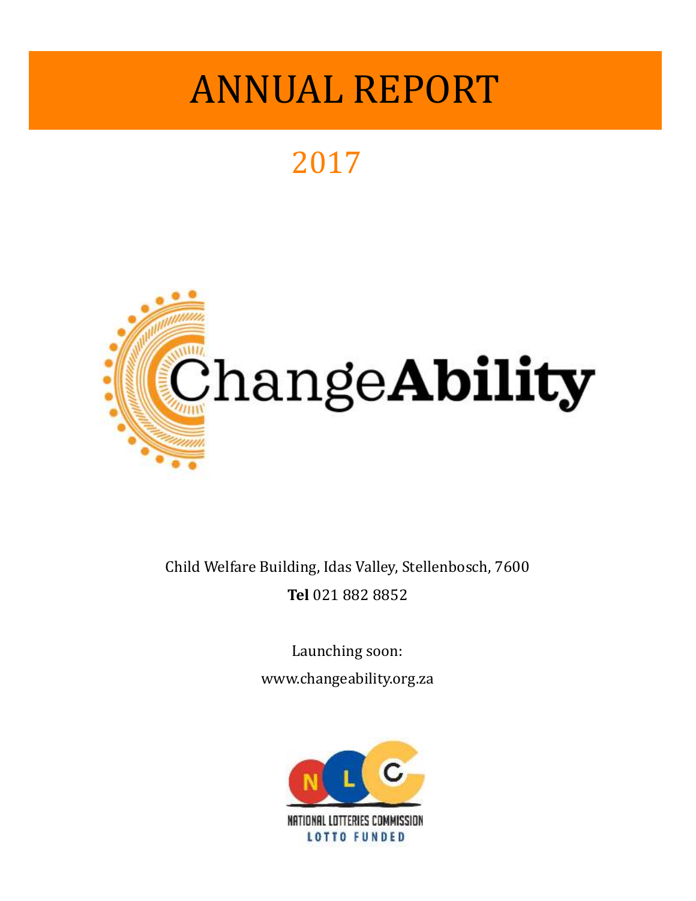# ANNUAL REPORT

## 2017

ChangeAbility

Child Welfare Building, Idas Valley, Stellenbosch, 7600

**Tel** 021 882 8852

Launching soon:

www.changeability.org.za

NATIONAL LOTTERIES COMMISSION

LOTTO FUNDED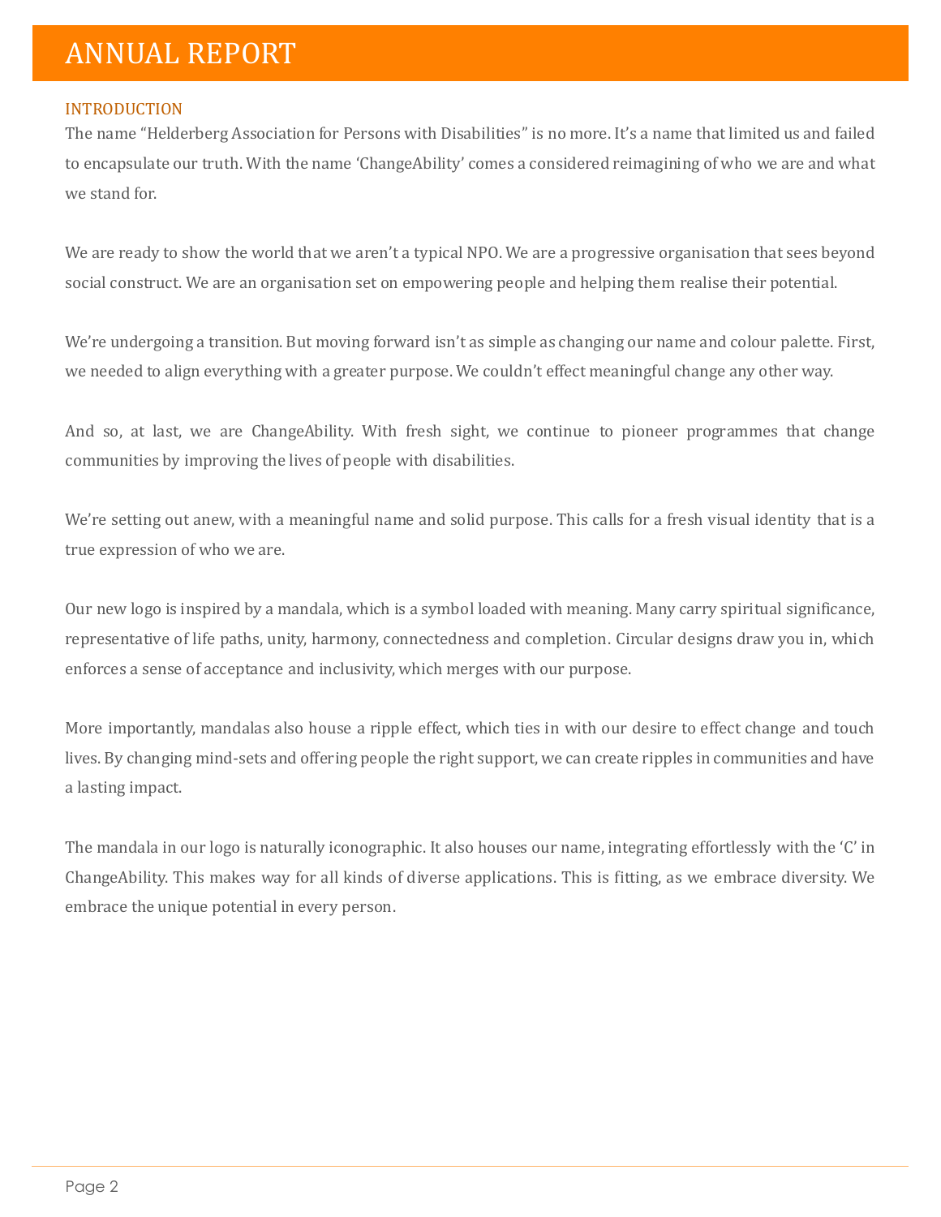# ANNUAL REPORT

## INTRODUCTION

The name "Helderberg Association for Persons with Disabilities" is no more. It's a name that limited us and failed to encapsulate our truth. With the name 'ChangeAbility' comes a considered reimagining of who we are and what we stand for.

We are ready to show the world that we aren't a typical NPO. We are a progressive organisation that sees beyond social construct. We are an organisation set on empowering people and helping them realise their potential.

We're undergoing a transition. But moving forward isn't as simple as changing our name and colour palette. First, we needed to align everything with a greater purpose. We couldn't effect meaningful change any other way.

And so, at last, we are ChangeAbility. With fresh sight, we continue to pioneer programmes that change communities by improving the lives of people with disabilities.

We're setting out anew, with a meaningful name and solid purpose. This calls for a fresh visual identity that is a true expression of who we are.

Our new logo is inspired by a mandala, which is a symbol loaded with meaning. Many carry spiritual significance, representative of life paths, unity, harmony, connectedness and completion. Circular designs draw you in, which enforces a sense of acceptance and inclusivity, which merges with our purpose.

More importantly, mandalas also house a ripple effect, which ties in with our desire to effect change and touch lives. By changing mind-sets and offering people the right support, we can create ripples in communities and have a lasting impact.

The mandala in our logo is naturally iconographic. It also houses our name, integrating effortlessly with the 'C' in ChangeAbility. This makes way for all kinds of diverse applications. This is fitting, as we embrace diversity. We embrace the unique potential in every person.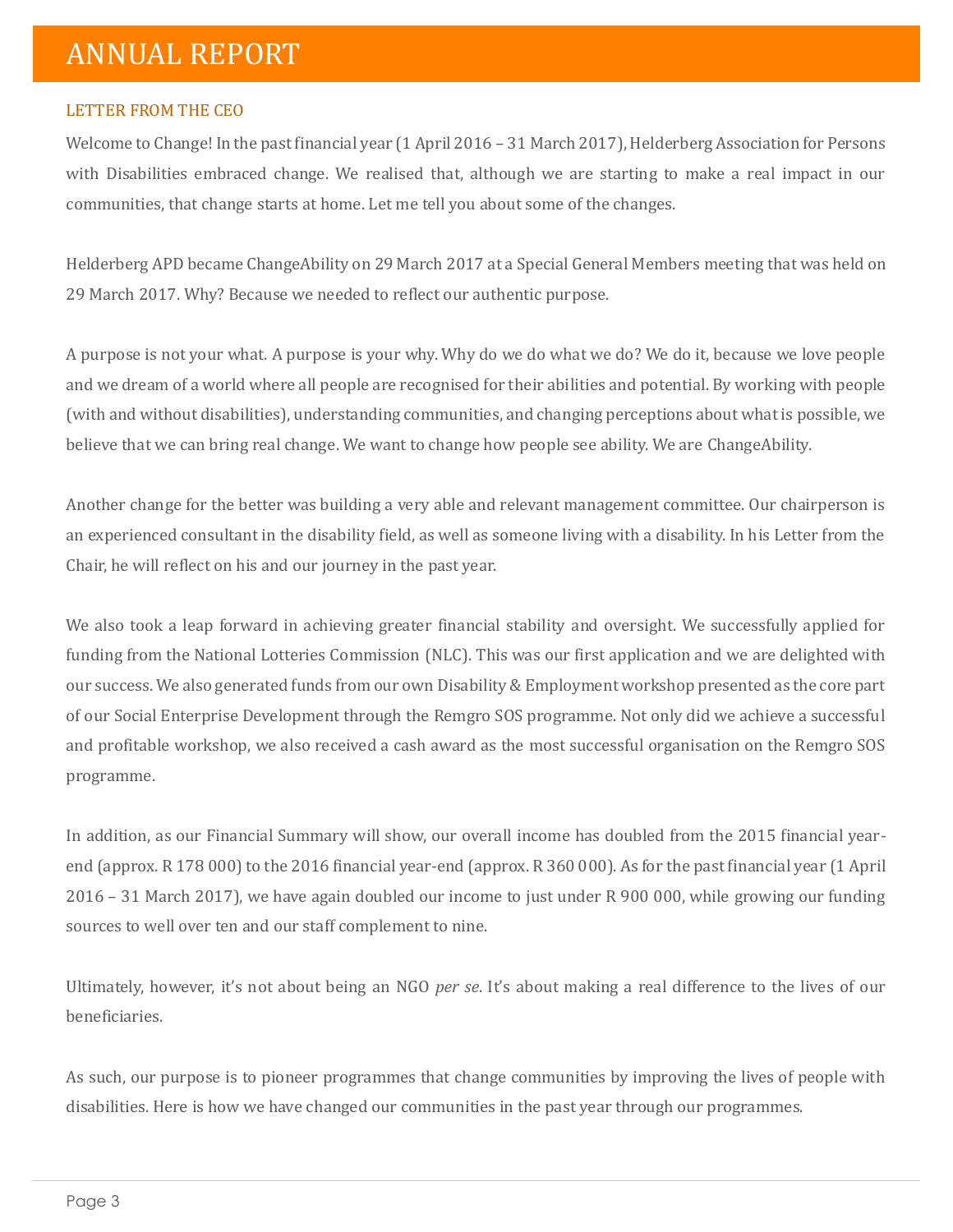# ANNUAL REPORT

## LETTER FROM THE CEO

Welcome to Change! In the past financial year (1 April 2016 – 31 March 2017), Helderberg Association for Persons with Disabilities embraced change. We realised that, although we are starting to make a real impact in our communities, that change starts at home. Let me tell you about some of the changes.

Helderberg APD became ChangeAbility on 29 March 2017 at a Special General Members meeting that was held on 29 March 2017. Why? Because we needed to reflect our authentic purpose.

A purpose is not your what. A purpose is your why. Why do we do what we do? We do it, because we love people and we dream of a world where all people are recognised for their abilities and potential. By working with people (with and without disabilities), understanding communities, and changing perceptions about what is possible, we believe that we can bring real change. We want to change how people see ability. We are ChangeAbility.

Another change for the better was building a very able and relevant management committee. Our chairperson is an experienced consultant in the disability field, as well as someone living with a disability. In his Letter from the Chair, he will reflect on his and our journey in the past year.

We also took a leap forward in achieving greater financial stability and oversight. We successfully applied for funding from the National Lotteries Commission (NLC). This was our first application and we are delighted with our success. We also generated funds from our own Disability & Employment workshop presented as the core part of our Social Enterprise Development through the Remgro SOS programme. Not only did we achieve a successful and profitable workshop, we also received a cash award as the most successful organisation on the Remgro SOS programme.

In addition, as our Financial Summary will show, our overall income has doubled from the 2015 financial year-end (approx. R 178 000) to the 2016 financial year-end (approx. R 360 000). As for the past financial year (1 April 2016 – 31 March 2017), we have again doubled our income to just under R 900 000, while growing our funding sources to well over ten and our staff complement to nine.

Ultimately, however, it's not about being an NGO *per se*. It's about making a real difference to the lives of our beneficiaries.

As such, our purpose is to pioneer programmes that change communities by improving the lives of people with disabilities. Here is how we have changed our communities in the past year through our programmes.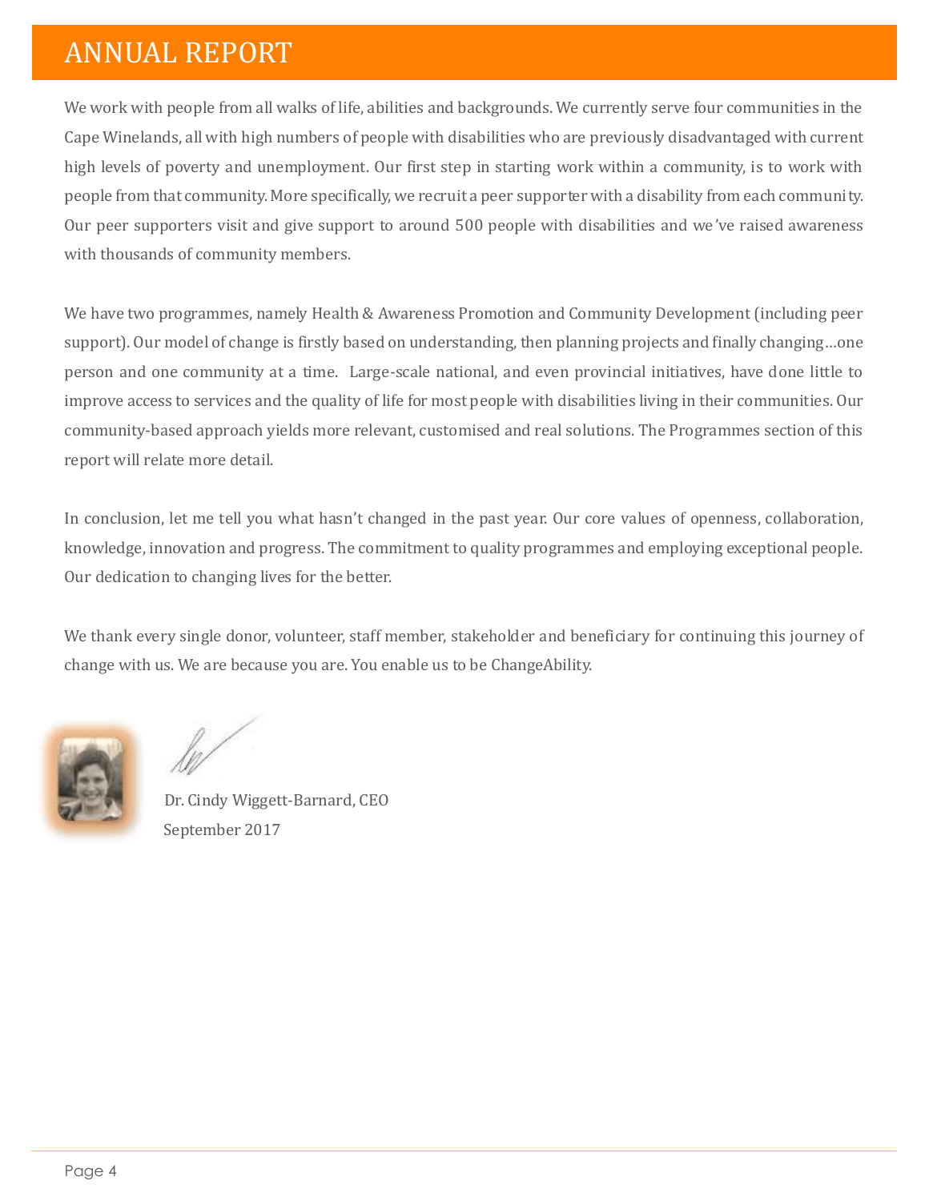# ANNUAL REPORT

We work with people from all walks of life, abilities and backgrounds. We currently serve four communities in the Cape Winelands, all with high numbers of people with disabilities who are previously disadvantaged with current high levels of poverty and unemployment. Our first step in starting work within a community, is to work with people from that community. More specifically, we recruit a peer supporter with a disability from each community. Our peer supporters visit and give support to around 500 people with disabilities and we've raised awareness with thousands of community members.

We have two programmes, namely Health & Awareness Promotion and Community Development (including peer support). Our model of change is firstly based on understanding, then planning projects and finally changing…one person and one community at a time. Large-scale national, and even provincial initiatives, have done little to improve access to services and the quality of life for most people with disabilities living in their communities. Our community-based approach yields more relevant, customised and real solutions. The Programmes section of this report will relate more detail.

In conclusion, let me tell you what hasn't changed in the past year. Our core values of openness, collaboration, knowledge, innovation and progress. The commitment to quality programmes and employing exceptional people. Our dedication to changing lives for the better.

We thank every single donor, volunteer, staff member, stakeholder and beneficiary for continuing this journey of change with us. We are because you are. You enable us to be ChangeAbility.

Dr. Cindy Wiggett-Barnard, CEO
September 2017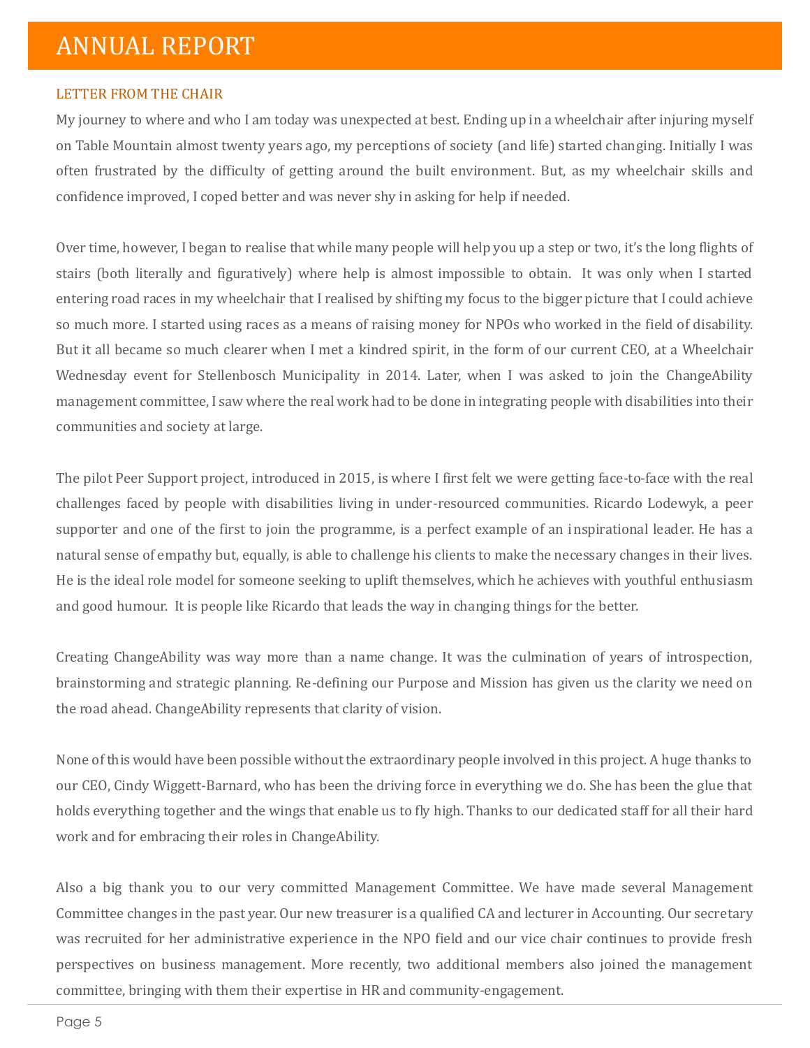# ANNUAL REPORT

## LETTER FROM THE CHAIR

My journey to where and who I am today was unexpected at best. Ending up in a wheelchair after injuring myself on Table Mountain almost twenty years ago, my perceptions of society (and life) started changing. Initially I was often frustrated by the difficulty of getting around the built environment. But, as my wheelchair skills and confidence improved, I coped better and was never shy in asking for help if needed.

Over time, however, I began to realise that while many people will help you up a step or two, it's the long flights of stairs (both literally and figuratively) where help is almost impossible to obtain. It was only when I started entering road races in my wheelchair that I realised by shifting my focus to the bigger picture that I could achieve so much more. I started using races as a means of raising money for NPOs who worked in the field of disability. But it all became so much clearer when I met a kindred spirit, in the form of our current CEO, at a Wheelchair Wednesday event for Stellenbosch Municipality in 2014. Later, when I was asked to join the ChangeAbility management committee, I saw where the real work had to be done in integrating people with disabilities into their communities and society at large.

The pilot Peer Support project, introduced in 2015, is where I first felt we were getting face-to-face with the real challenges faced by people with disabilities living in under-resourced communities. Ricardo Lodewyk, a peer supporter and one of the first to join the programme, is a perfect example of an inspirational leader. He has a natural sense of empathy but, equally, is able to challenge his clients to make the necessary changes in their lives. He is the ideal role model for someone seeking to uplift themselves, which he achieves with youthful enthusiasm and good humour. It is people like Ricardo that leads the way in changing things for the better.

Creating ChangeAbility was way more than a name change. It was the culmination of years of introspection, brainstorming and strategic planning. Re-defining our Purpose and Mission has given us the clarity we need on the road ahead. ChangeAbility represents that clarity of vision.

None of this would have been possible without the extraordinary people involved in this project. A huge thanks to our CEO, Cindy Wiggett-Barnard, who has been the driving force in everything we do. She has been the glue that holds everything together and the wings that enable us to fly high. Thanks to our dedicated staff for all their hard work and for embracing their roles in ChangeAbility.

Also a big thank you to our very committed Management Committee. We have made several Management Committee changes in the past year. Our new treasurer is a qualified CA and lecturer in Accounting. Our secretary was recruited for her administrative experience in the NPO field and our vice chair continues to provide fresh perspectives on business management. More recently, two additional members also joined the management committee, bringing with them their expertise in HR and community-engagement.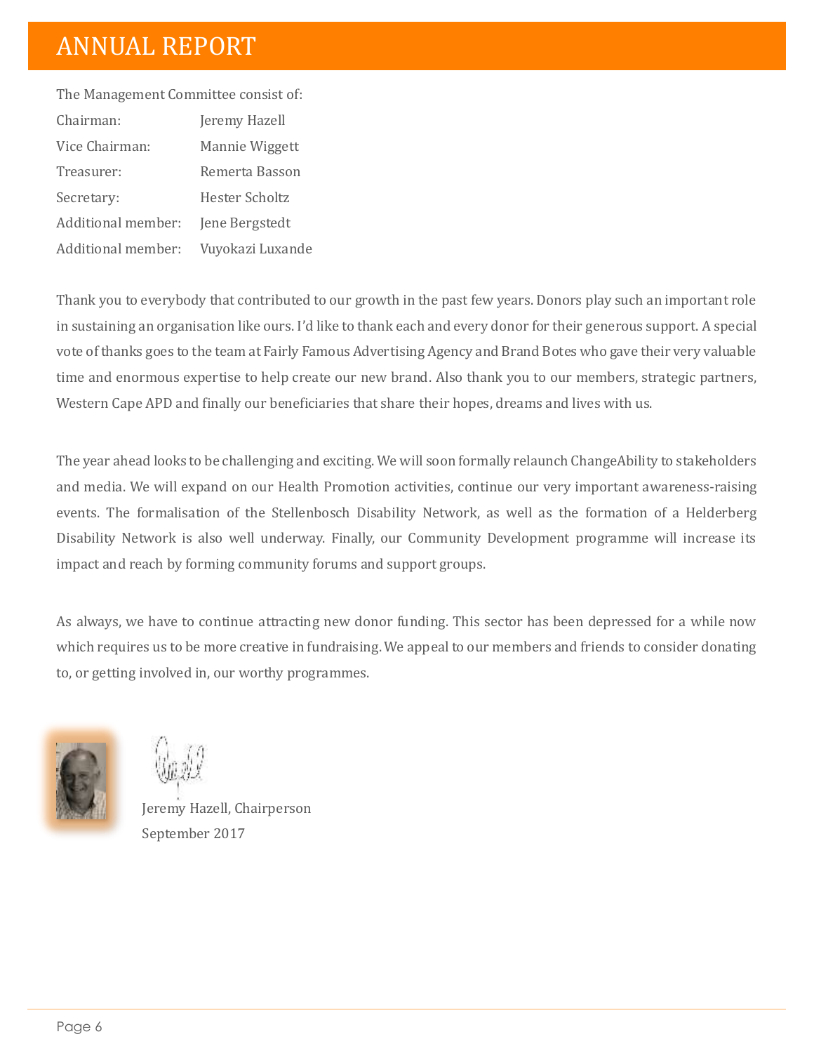# ANNUAL REPORT

The Management Committee consist of:

| | |
|---|---|
| Chairman: | Jeremy Hazell |
| Vice Chairman: | Mannie Wiggett |
| Treasurer: | Remerta Basson |
| Secretary: | Hester Scholtz |
| Additional member: | Jene Bergstedt |
| Additional member: | Vuyokazi Luxande |

Thank you to everybody that contributed to our growth in the past few years. Donors play such an important role in sustaining an organisation like ours. I'd like to thank each and every donor for their generous support. A special vote of thanks goes to the team at Fairly Famous Advertising Agency and Brand Botes who gave their very valuable time and enormous expertise to help create our new brand. Also thank you to our members, strategic partners, Western Cape APD and finally our beneficiaries that share their hopes, dreams and lives with us.

The year ahead looks to be challenging and exciting. We will soon formally relaunch ChangeAbility to stakeholders and media. We will expand on our Health Promotion activities, continue our very important awareness-raising events. The formalisation of the Stellenbosch Disability Network, as well as the formation of a Helderberg Disability Network is also well underway. Finally, our Community Development programme will increase its impact and reach by forming community forums and support groups.

As always, we have to continue attracting new donor funding. This sector has been depressed for a while now which requires us to be more creative in fundraising. We appeal to our members and friends to consider donating to, or getting involved in, our worthy programmes.

Jeremy Hazell, Chairperson
September 2017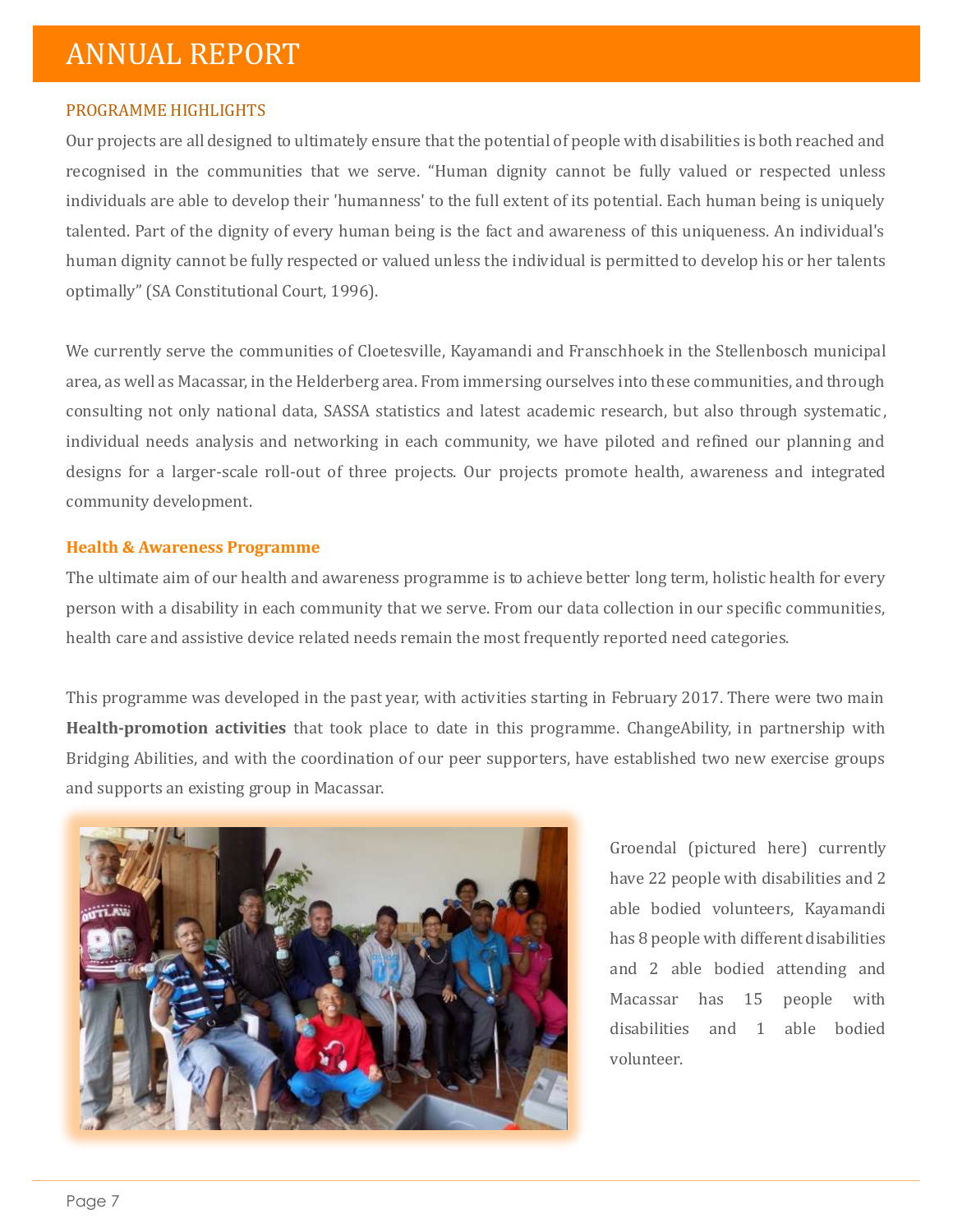# ANNUAL REPORT

## PROGRAMME HIGHLIGHTS

Our projects are all designed to ultimately ensure that the potential of people with disabilities is both reached and recognised in the communities that we serve. "Human dignity cannot be fully valued or respected unless individuals are able to develop their 'humanness' to the full extent of its potential. Each human being is uniquely talented. Part of the dignity of every human being is the fact and awareness of this uniqueness. An individual's human dignity cannot be fully respected or valued unless the individual is permitted to develop his or her talents optimally" (SA Constitutional Court, 1996).

We currently serve the communities of Cloetesville, Kayamandi and Franschhoek in the Stellenbosch municipal area, as well as Macassar, in the Helderberg area. From immersing ourselves into these communities, and through consulting not only national data, SASSA statistics and latest academic research, but also through systematic, individual needs analysis and networking in each community, we have piloted and refined our planning and designs for a larger-scale roll-out of three projects. Our projects promote health, awareness and integrated community development.

### Health & Awareness Programme

The ultimate aim of our health and awareness programme is to achieve better long term, holistic health for every person with a disability in each community that we serve. From our data collection in our specific communities, health care and assistive device related needs remain the most frequently reported need categories.

This programme was developed in the past year, with activities starting in February 2017. There were two main **Health-promotion activities** that took place to date in this programme. ChangeAbility, in partnership with Bridging Abilities, and with the coordination of our peer supporters, have established two new exercise groups and supports an existing group in Macassar.

Groendal (pictured here) currently have 22 people with disabilities and 2 able bodied volunteers, Kayamandi has 8 people with different disabilities and 2 able bodied attending and Macassar has 15 people with disabilities and 1 able bodied volunteer.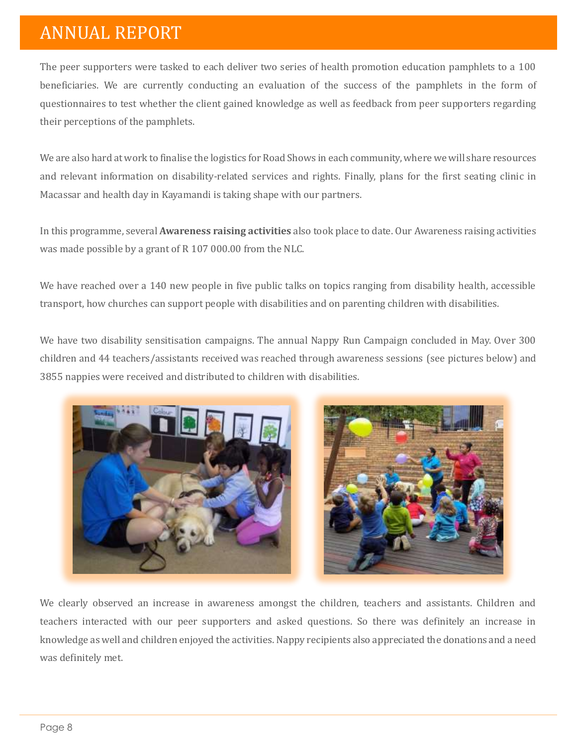# ANNUAL REPORT

The peer supporters were tasked to each deliver two series of health promotion education pamphlets to a 100 beneficiaries. We are currently conducting an evaluation of the success of the pamphlets in the form of questionnaires to test whether the client gained knowledge as well as feedback from peer supporters regarding their perceptions of the pamphlets.

We are also hard at work to finalise the logistics for Road Shows in each community, where we will share resources and relevant information on disability-related services and rights. Finally, plans for the first seating clinic in Macassar and health day in Kayamandi is taking shape with our partners.

In this programme, several **Awareness raising activities** also took place to date. Our Awareness raising activities was made possible by a grant of R 107 000.00 from the NLC.

We have reached over a 140 new people in five public talks on topics ranging from disability health, accessible transport, how churches can support people with disabilities and on parenting children with disabilities.

We have two disability sensitisation campaigns. The annual Nappy Run Campaign concluded in May. Over 300 children and 44 teachers/assistants received was reached through awareness sessions (see pictures below) and 3855 nappies were received and distributed to children with disabilities.

We clearly observed an increase in awareness amongst the children, teachers and assistants. Children and teachers interacted with our peer supporters and asked questions. So there was definitely an increase in knowledge as well and children enjoyed the activities. Nappy recipients also appreciated the donations and a need was definitely met.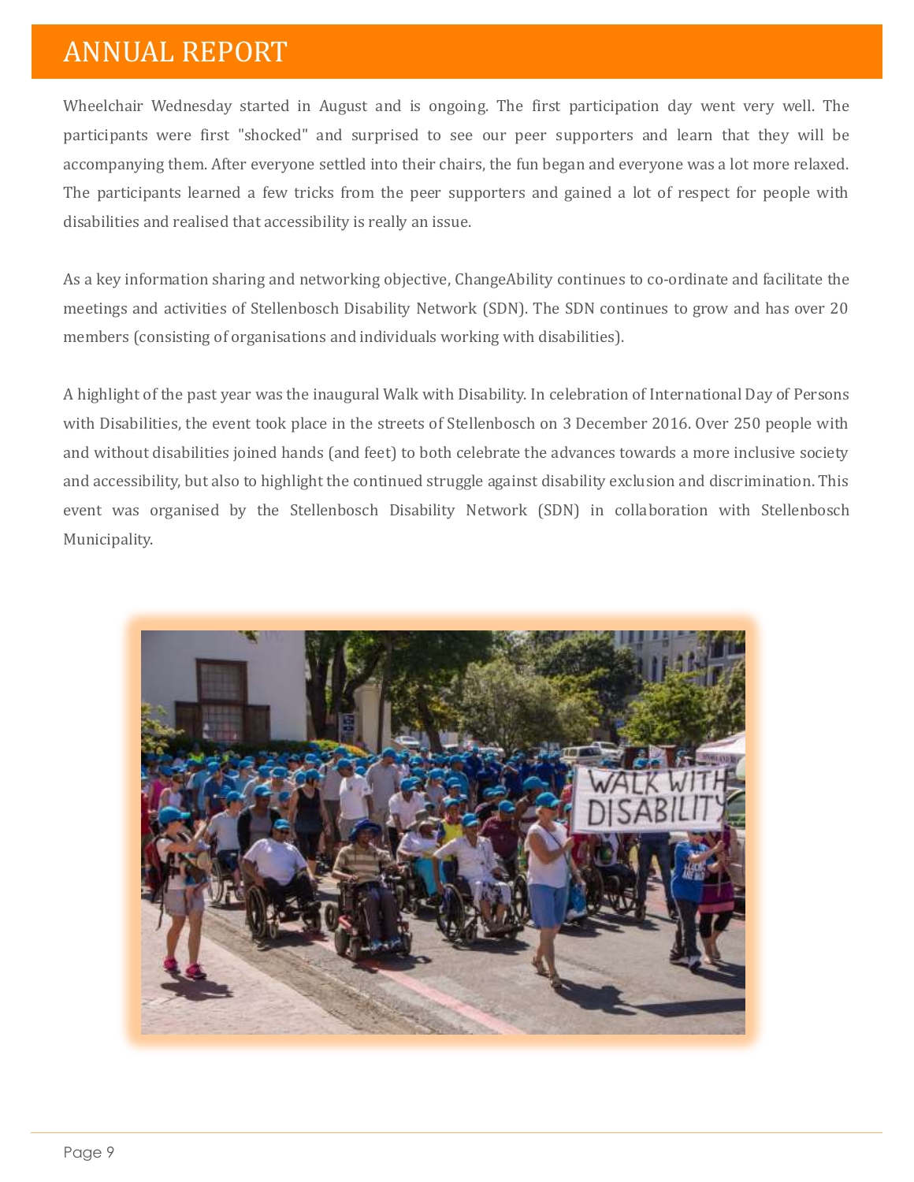Wheelchair Wednesday started in August and is ongoing. The first participation day went very well. The participants were first "shocked" and surprised to see our peer supporters and learn that they will be accompanying them. After everyone settled into their chairs, the fun began and everyone was a lot more relaxed. The participants learned a few tricks from the peer supporters and gained a lot of respect for people with disabilities and realised that accessibility is really an issue.

As a key information sharing and networking objective, ChangeAbility continues to co-ordinate and facilitate the meetings and activities of Stellenbosch Disability Network (SDN). The SDN continues to grow and has over 20 members (consisting of organisations and individuals working with disabilities).

A highlight of the past year was the inaugural Walk with Disability. In celebration of International Day of Persons with Disabilities, the event took place in the streets of Stellenbosch on 3 December 2016. Over 250 people with and without disabilities joined hands (and feet) to both celebrate the advances towards a more inclusive society and accessibility, but also to highlight the continued struggle against disability exclusion and discrimination. This event was organised by the Stellenbosch Disability Network (SDN) in collaboration with Stellenbosch Municipality.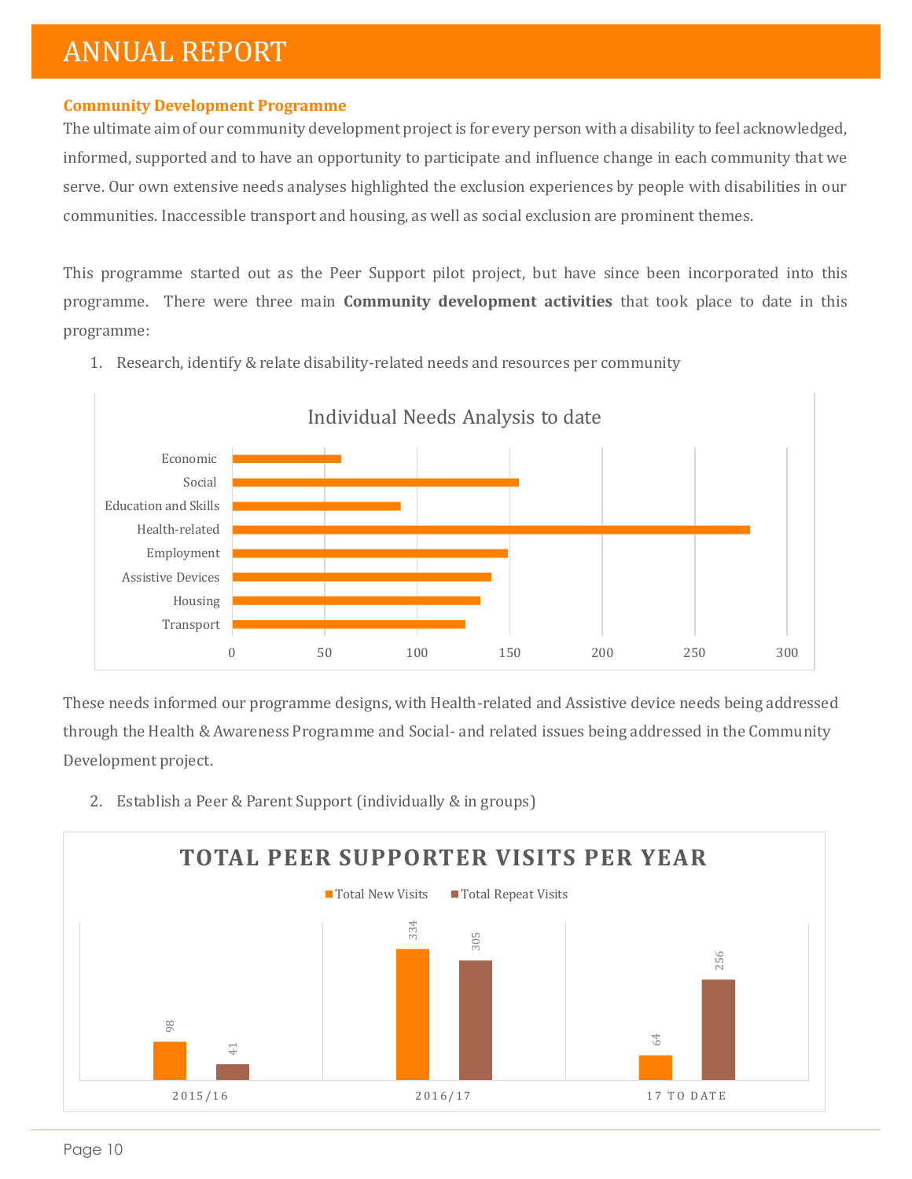# ANNUAL REPORT

**Community Development Programme**

The ultimate aim of our community development project is for every person with a disability to feel acknowledged, informed, supported and to have an opportunity to participate and influence change in each community that we serve. Our own extensive needs analyses highlighted the exclusion experiences by people with disabilities in our communities. Inaccessible transport and housing, as well as social exclusion are prominent themes.

This programme started out as the Peer Support pilot project, but have since been incorporated into this programme. There were three main **Community development activities** that took place to date in this programme:

1. Research, identify & relate disability-related needs and resources per community

Individual Needs Analysis to date

| Need | Approx. count |
| --- | --- |
| Economic | 59 |
| Social | 155 |
| Education and Skills | 91 |
| Health-related | 280 |
| Employment | 149 |
| Assistive Devices | 140 |
| Housing | 134 |
| Transport | 126 |

These needs informed our programme designs, with Health-related and Assistive device needs being addressed through the Health & Awareness Programme and Social- and related issues being addressed in the Community Development project.

2. Establish a Peer & Parent Support (individually & in groups)

TOTAL PEER SUPPORTER VISITS PER YEAR

| Year | Total New Visits | Total Repeat Visits |
| --- | --- | --- |
| 2015/16 | 98 | 41 |
| 2016/17 | 334 | 305 |
| 17 TO DATE | 64 | 256 |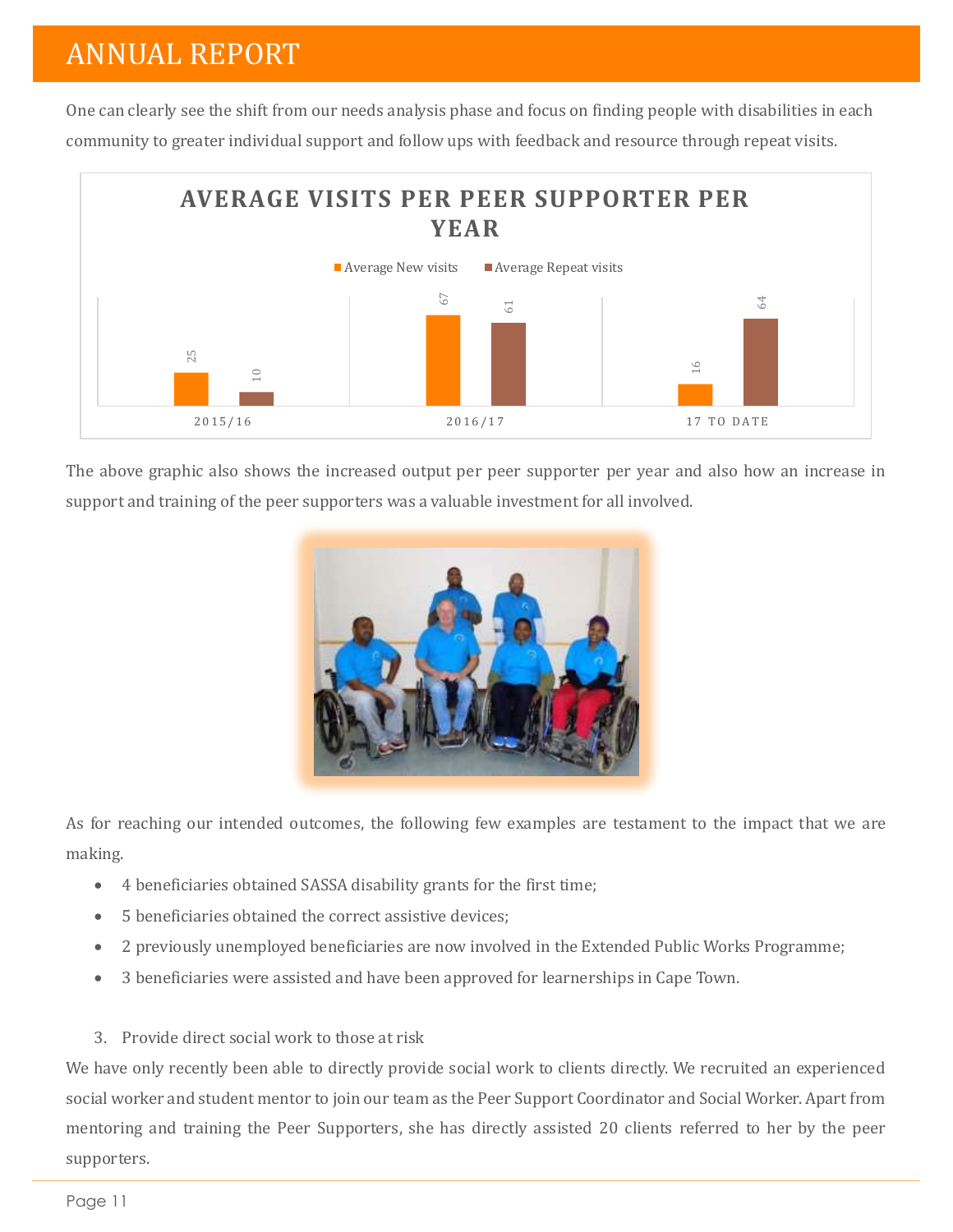One can clearly see the shift from our needs analysis phase and focus on finding people with disabilities in each community to greater individual support and follow ups with feedback and resource through repeat visits.

**AVERAGE VISITS PER PEER SUPPORTER PER YEAR**

| | Average New visits | Average Repeat visits |
|---|---|---|
| 2015/16 | 25 | 10 |
| 2016/17 | 67 | 61 |
| 17 TO DATE | 16 | 64 |

The above graphic also shows the increased output per peer supporter per year and also how an increase in support and training of the peer supporters was a valuable investment for all involved.

As for reaching our intended outcomes, the following few examples are testament to the impact that we are making.

- 4 beneficiaries obtained SASSA disability grants for the first time;
- 5 beneficiaries obtained the correct assistive devices;
- 2 previously unemployed beneficiaries are now involved in the Extended Public Works Programme;
- 3 beneficiaries were assisted and have been approved for learnerships in Cape Town.

3. Provide direct social work to those at risk

We have only recently been able to directly provide social work to clients directly. We recruited an experienced social worker and student mentor to join our team as the Peer Support Coordinator and Social Worker. Apart from mentoring and training the Peer Supporters, she has directly assisted 20 clients referred to her by the peer supporters.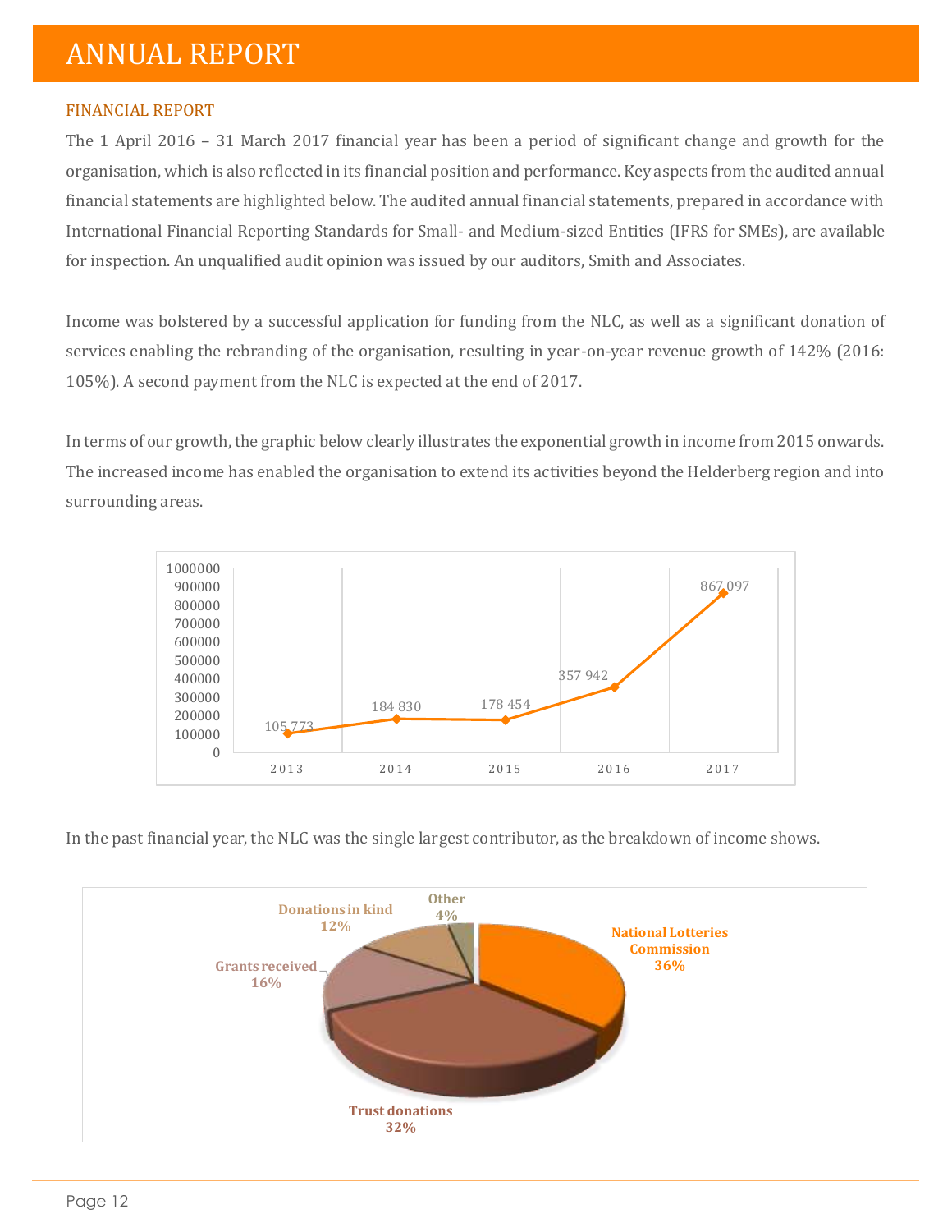# ANNUAL REPORT

## FINANCIAL REPORT

The 1 April 2016 – 31 March 2017 financial year has been a period of significant change and growth for the organisation, which is also reflected in its financial position and performance. Key aspects from the audited annual financial statements are highlighted below. The audited annual financial statements, prepared in accordance with International Financial Reporting Standards for Small- and Medium-sized Entities (IFRS for SMEs), are available for inspection. An unqualified audit opinion was issued by our auditors, Smith and Associates.

Income was bolstered by a successful application for funding from the NLC, as well as a significant donation of services enabling the rebranding of the organisation, resulting in year-on-year revenue growth of 142% (2016: 105%). A second payment from the NLC is expected at the end of 2017.

In terms of our growth, the graphic below clearly illustrates the exponential growth in income from 2015 onwards. The increased income has enabled the organisation to extend its activities beyond the Helderberg region and into surrounding areas.

| Year | Income |
|---|---|
| 2013 | 105 773 |
| 2014 | 184 830 |
| 2015 | 178 454 |
| 2016 | 357 942 |
| 2017 | 867 097 |

In the past financial year, the NLC was the single largest contributor, as the breakdown of income shows.

| Source | Share |
|---|---|
| National Lotteries Commission | 36% |
| Trust donations | 32% |
| Grants received | 16% |
| Donations in kind | 12% |
| Other | 4% |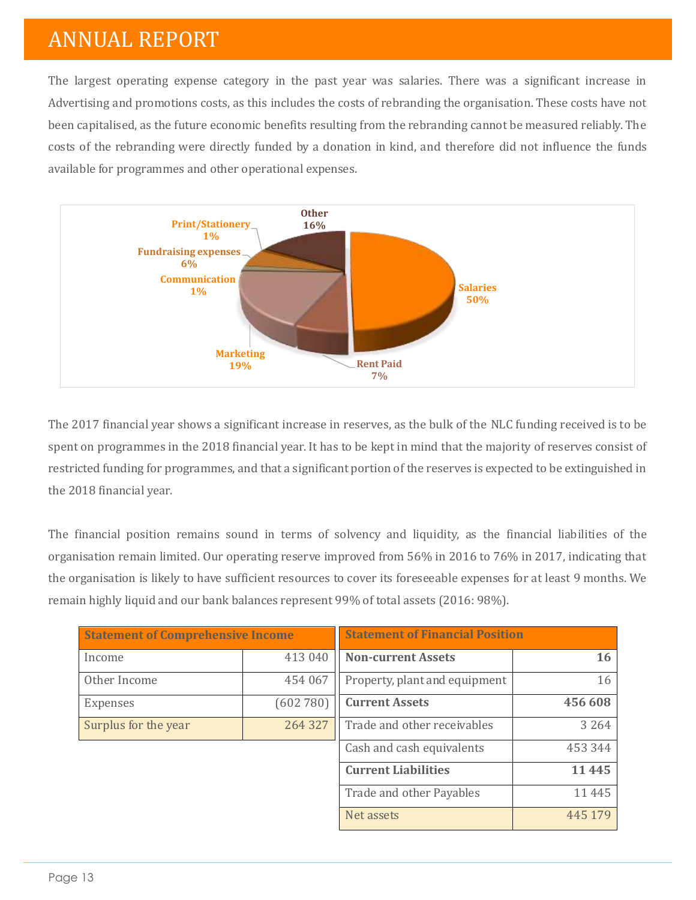# ANNUAL REPORT

The largest operating expense category in the past year was salaries. There was a significant increase in Advertising and promotions costs, as this includes the costs of rebranding the organisation. These costs have not been capitalised, as the future economic benefits resulting from the rebranding cannot be measured reliably. The costs of the rebranding were directly funded by a donation in kind, and therefore did not influence the funds available for programmes and other operational expenses.

Other 16%
Print/Stationery 1%
Fundraising expenses 6%
Communication 1%
Marketing 19%
Rent Paid 7%
Salaries 50%

The 2017 financial year shows a significant increase in reserves, as the bulk of the NLC funding received is to be spent on programmes in the 2018 financial year. It has to be kept in mind that the majority of reserves consist of restricted funding for programmes, and that a significant portion of the reserves is expected to be extinguished in the 2018 financial year.

The financial position remains sound in terms of solvency and liquidity, as the financial liabilities of the organisation remain limited. Our operating reserve improved from 56% in 2016 to 76% in 2017, indicating that the organisation is likely to have sufficient resources to cover its foreseeable expenses for at least 9 months. We remain highly liquid and our bank balances represent 99% of total assets (2016: 98%).

| Statement of Comprehensive Income | |
|---|---|
| Income | 413 040 |
| Other Income | 454 067 |
| Expenses | (602 780) |
| Surplus for the year | 264 327 |

| Statement of Financial Position | |
|---|---|
| **Non-current Assets** | **16** |
| Property, plant and equipment | 16 |
| **Current Assets** | **456 608** |
| Trade and other receivables | 3 264 |
| Cash and cash equivalents | 453 344 |
| **Current Liabilities** | **11 445** |
| Trade and other Payables | 11 445 |
| Net assets | 445 179 |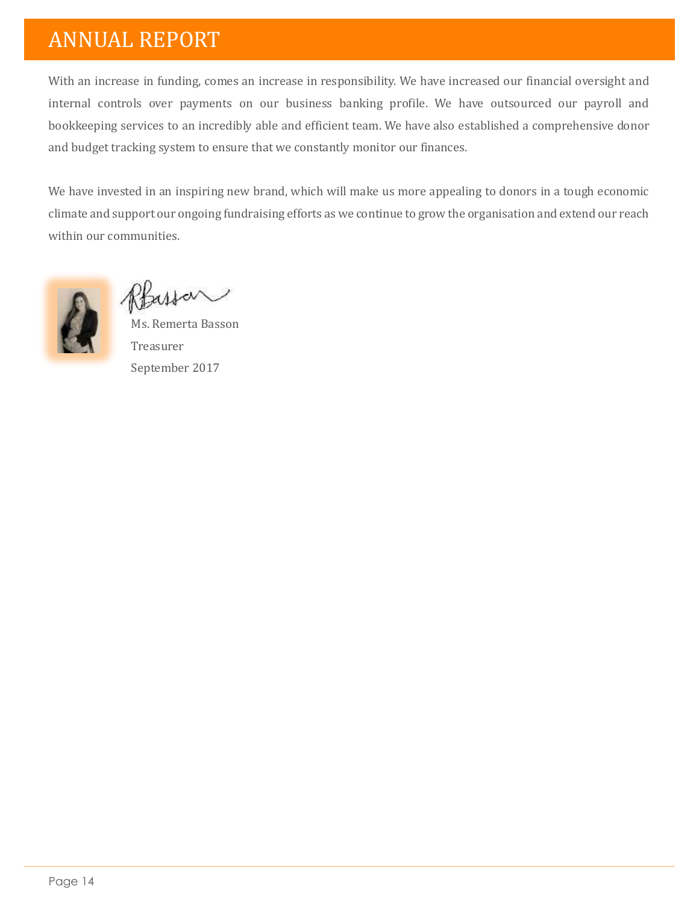# ANNUAL REPORT

With an increase in funding, comes an increase in responsibility. We have increased our financial oversight and internal controls over payments on our business banking profile. We have outsourced our payroll and bookkeeping services to an incredibly able and efficient team. We have also established a comprehensive donor and budget tracking system to ensure that we constantly monitor our finances.

We have invested in an inspiring new brand, which will make us more appealing to donors in a tough economic climate and support our ongoing fundraising efforts as we continue to grow the organisation and extend our reach within our communities.

Ms. Remerta Basson
Treasurer
September 2017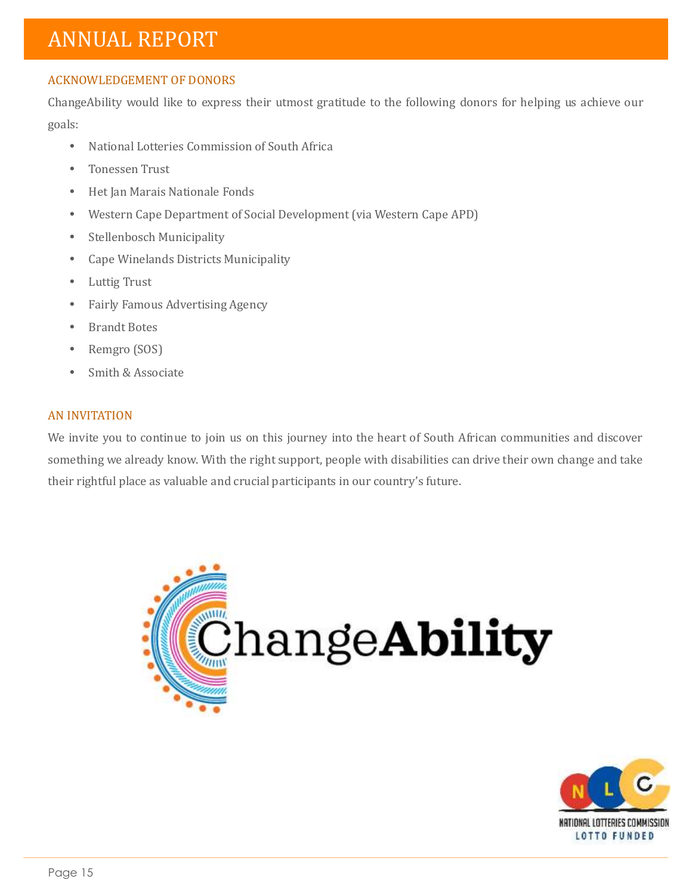# ANNUAL REPORT

## ACKNOWLEDGEMENT OF DONORS

ChangeAbility would like to express their utmost gratitude to the following donors for helping us achieve our goals:

- National Lotteries Commission of South Africa
- Tonessen Trust
- Het Jan Marais Nationale Fonds
- Western Cape Department of Social Development (via Western Cape APD)
- Stellenbosch Municipality
- Cape Winelands Districts Municipality
- Luttig Trust
- Fairly Famous Advertising Agency
- Brandt Botes
- Remgro (SOS)
- Smith & Associate

## AN INVITATION

We invite you to continue to join us on this journey into the heart of South African communities and discover something we already know. With the right support, people with disabilities can drive their own change and take their rightful place as valuable and crucial participants in our country's future.

ChangeAbility

NATIONAL LOTTERIES COMMISSION
LOTTO FUNDED